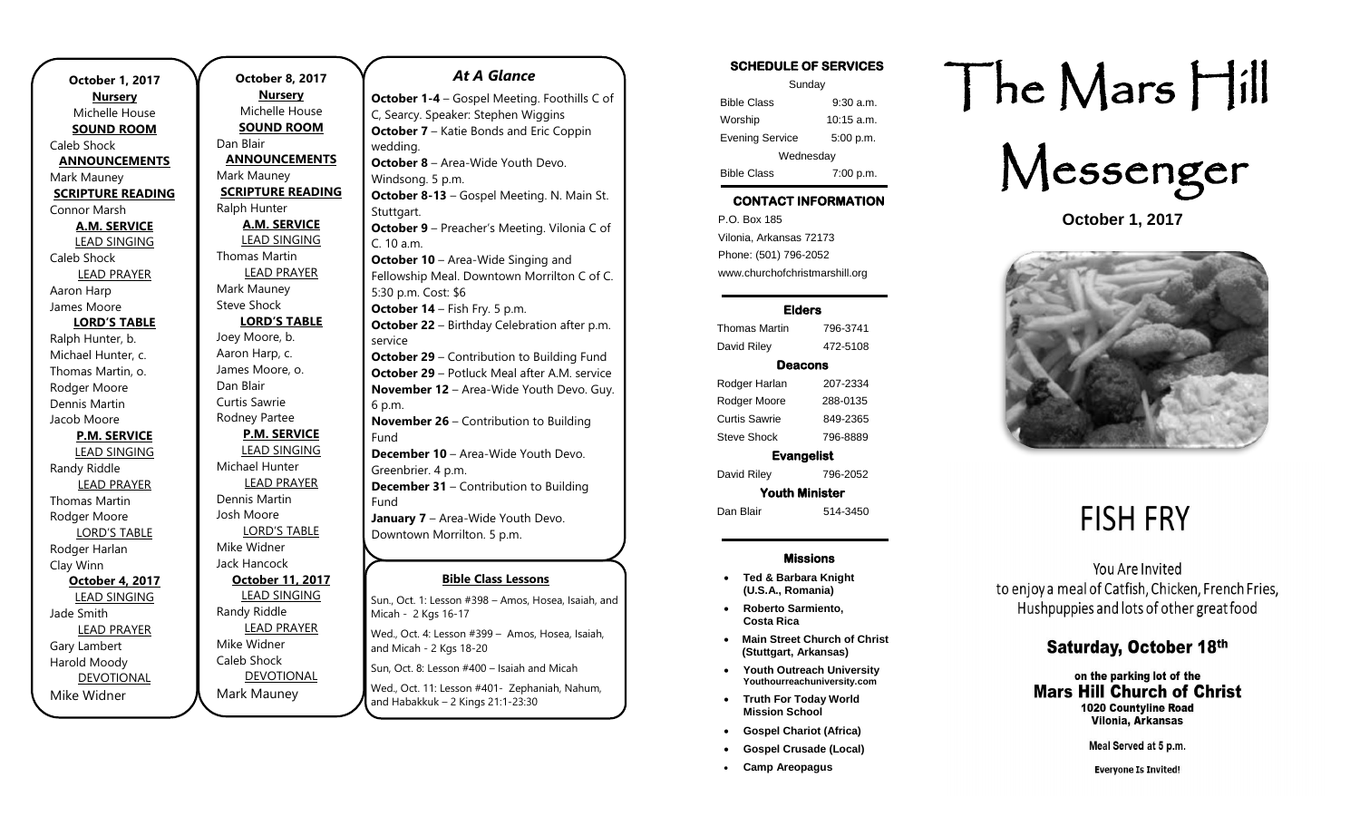**October 1, 2017**

**Nursery**
Michelle House

**SOUND ROOM**
Caleb Shock

**ANNOUNCEMENTS**
Mark Mauney

**SCRIPTURE READING**
Connor Marsh

**A.M. SERVICE**

LEAD SINGING
Caleb Shock

LEAD PRAYER
Aaron Harp
James Moore

**LORD'S TABLE**
Ralph Hunter, b.
Michael Hunter, c.
Thomas Martin, o.
Rodger Moore
Dennis Martin
Jacob Moore

**P.M. SERVICE**

LEAD SINGING
Randy Riddle

LEAD PRAYER
Thomas Martin
Rodger Moore

LORD'S TABLE
Rodger Harlan
Clay Winn

**October 4, 2017**

LEAD SINGING
Jade Smith

LEAD PRAYER
Gary Lambert
Harold Moody

DEVOTIONAL
Mike Widner

**October 8, 2017**

**Nursery**
Michelle House

**SOUND ROOM**
Dan Blair

**ANNOUNCEMENTS**
Mark Mauney

**SCRIPTURE READING**
Ralph Hunter

**A.M. SERVICE**

LEAD SINGING
Thomas Martin

LEAD PRAYER
Mark Mauney
Steve Shock

**LORD'S TABLE**
Joey Moore, b.
Aaron Harp, c.
James Moore, o.
Dan Blair
Curtis Sawrie
Rodney Partee

**P.M. SERVICE**

LEAD SINGING
Michael Hunter

LEAD PRAYER
Dennis Martin
Josh Moore

LORD'S TABLE
Mike Widner
Jack Hancock

**October 11, 2017**

LEAD SINGING
Randy Riddle

LEAD PRAYER
Mike Widner
Caleb Shock

DEVOTIONAL
Mark Mauney

## *At A Glance*

**October 1-4** – Gospel Meeting. Foothills C of C, Searcy. Speaker: Stephen Wiggins
**October 7** – Katie Bonds and Eric Coppin wedding.
**October 8** – Area-Wide Youth Devo. Windsong. 5 p.m.
**October 8-13** – Gospel Meeting. N. Main St. Stuttgart.
**October 9** – Preacher's Meeting. Vilonia C of C. 10 a.m.
**October 10** – Area-Wide Singing and Fellowship Meal. Downtown Morrilton C of C. 5:30 p.m. Cost: $6
**October 14** – Fish Fry. 5 p.m.
**October 22** – Birthday Celebration after p.m. service
**October 29** – Contribution to Building Fund
**October 29** – Potluck Meal after A.M. service
**November 12** – Area-Wide Youth Devo. Guy. 6 p.m.
**November 26** – Contribution to Building Fund
**December 10** – Area-Wide Youth Devo. Greenbrier. 4 p.m.
**December 31** – Contribution to Building Fund
**January 7** – Area-Wide Youth Devo. Downtown Morrilton. 5 p.m.

**Bible Class Lessons**

Sun., Oct. 1: Lesson #398 – Amos, Hosea, Isaiah, and Micah - 2 Kgs 16-17

Wed., Oct. 4: Lesson #399 – Amos, Hosea, Isaiah, and Micah - 2 Kgs 18-20

Sun, Oct. 8: Lesson #400 – Isaiah and Micah

Wed., Oct. 11: Lesson #401- Zephaniah, Nahum, and Habakkuk – 2 Kings 21:1-23:30

**SCHEDULE OF SERVICES**

| Sunday | |
|---|---|
| Bible Class | 9:30 a.m. |
| Worship | 10:15 a.m. |
| Evening Service | 5:00 p.m. |
| Wednesday | |
| Bible Class | 7:00 p.m. |

**CONTACT INFORMATION**

P.O. Box 185
Vilonia, Arkansas 72173
Phone: (501) 796-2052
www.churchofchristmarshill.org

**Elders**

| | |
|---|---|
| Thomas Martin | 796-3741 |
| David Riley | 472-5108 |

**Deacons**

| | |
|---|---|
| Rodger Harlan | 207-2334 |
| Rodger Moore | 288-0135 |
| Curtis Sawrie | 849-2365 |
| Steve Shock | 796-8889 |

**Evangelist**

| | |
|---|---|
| David Riley | 796-2052 |

**Youth Minister**

| | |
|---|---|
| Dan Blair | 514-3450 |

**Missions**

- **Ted & Barbara Knight (U.S.A., Romania)**
- **Roberto Sarmiento, Costa Rica**
- **Main Street Church of Christ (Stuttgart, Arkansas)**
- **Youth Outreach University** Youthourreachuniversity.com
- **Truth For Today World Mission School**
- **Gospel Chariot (Africa)**
- **Gospel Crusade (Local)**
- **Camp Areopagus**

# The Mars Hill Messenger

**October 1, 2017**

# FISH FRY

You Are Invited to enjoy a meal of Catfish, Chicken, French Fries, Hushpuppies and lots of other great food

## Saturday, October 18th

**on the parking lot of the**
**Mars Hill Church of Christ**
**1020 Countyline Road**
**Vilonia, Arkansas**

Meal Served at 5 p.m.

Everyone Is Invited!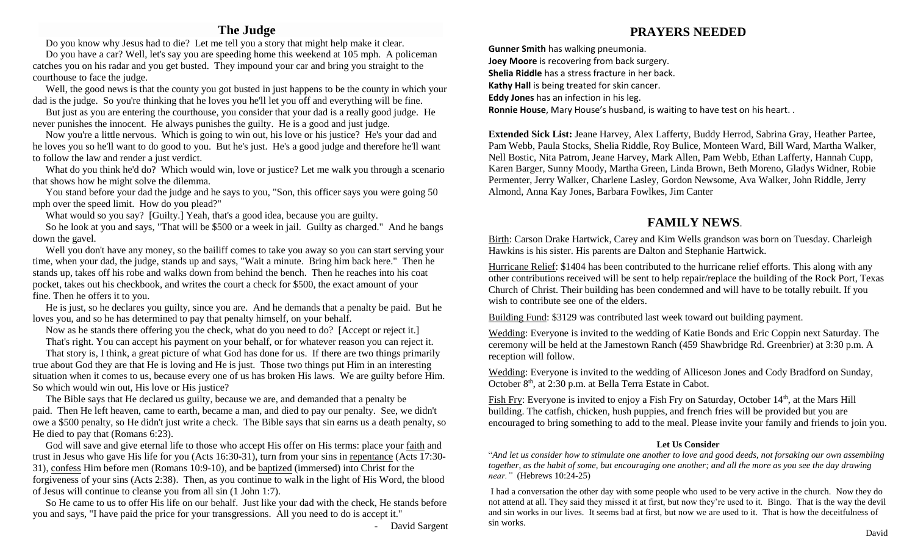## The Judge

Do you know why Jesus had to die? Let me tell you a story that might help make it clear.

Do you have a car? Well, let's say you are speeding home this weekend at 105 mph. A policeman catches you on his radar and you get busted. They impound your car and bring you straight to the courthouse to face the judge.

Well, the good news is that the county you got busted in just happens to be the county in which your dad is the judge. So you're thinking that he loves you he'll let you off and everything will be fine.

But just as you are entering the courthouse, you consider that your dad is a really good judge. He never punishes the innocent. He always punishes the guilty. He is a good and just judge.

Now you're a little nervous. Which is going to win out, his love or his justice? He's your dad and he loves you so he'll want to do good to you. But he's just. He's a good judge and therefore he'll want to follow the law and render a just verdict.

What do you think he'd do? Which would win, love or justice? Let me walk you through a scenario that shows how he might solve the dilemma.

You stand before your dad the judge and he says to you, "Son, this officer says you were going 50 mph over the speed limit. How do you plead?"

What would so you say? [Guilty.] Yeah, that's a good idea, because you are guilty.

So he look at you and says, "That will be $500 or a week in jail. Guilty as charged." And he bangs down the gavel.

Well you don't have any money, so the bailiff comes to take you away so you can start serving your time, when your dad, the judge, stands up and says, "Wait a minute. Bring him back here." Then he stands up, takes off his robe and walks down from behind the bench. Then he reaches into his coat pocket, takes out his checkbook, and writes the court a check for $500, the exact amount of your fine. Then he offers it to you.

He is just, so he declares you guilty, since you are. And he demands that a penalty be paid. But he loves you, and so he has determined to pay that penalty himself, on your behalf.

Now as he stands there offering you the check, what do you need to do? [Accept or reject it.]

That's right. You can accept his payment on your behalf, or for whatever reason you can reject it.

That story is, I think, a great picture of what God has done for us. If there are two things primarily true about God they are that He is loving and He is just. Those two things put Him in an interesting situation when it comes to us, because every one of us has broken His laws. We are guilty before Him. So which would win out, His love or His justice?

The Bible says that He declared us guilty, because we are, and demanded that a penalty be paid. Then He left heaven, came to earth, became a man, and died to pay our penalty. See, we didn't owe a $500 penalty, so He didn't just write a check. The Bible says that sin earns us a death penalty, so He died to pay that (Romans 6:23).

God will save and give eternal life to those who accept His offer on His terms: place your faith and trust in Jesus who gave His life for you (Acts 16:30-31), turn from your sins in repentance (Acts 17:30-31), confess Him before men (Romans 10:9-10), and be baptized (immersed) into Christ for the forgiveness of your sins (Acts 2:38). Then, as you continue to walk in the light of His Word, the blood of Jesus will continue to cleanse you from all sin (1 John 1:7).

So He came to us to offer His life on our behalf. Just like your dad with the check, He stands before you and says, "I have paid the price for your transgressions. All you need to do is accept it."

- David Sargent

## PRAYERS NEEDED

**Gunner Smith** has walking pneumonia.
**Joey Moore** is recovering from back surgery.
**Shelia Riddle** has a stress fracture in her back.
**Kathy Hall** is being treated for skin cancer.
**Eddy Jones** has an infection in his leg.
**Ronnie House**, Mary House's husband, is waiting to have test on his heart. .

**Extended Sick List:** Jeane Harvey, Alex Lafferty, Buddy Herrod, Sabrina Gray, Heather Partee, Pam Webb, Paula Stocks, Shelia Riddle, Roy Bulice, Monteen Ward, Bill Ward, Martha Walker, Nell Bostic, Nita Patrom, Jeane Harvey, Mark Allen, Pam Webb, Ethan Lafferty, Hannah Cupp, Karen Barger, Sunny Moody, Martha Green, Linda Brown, Beth Moreno, Gladys Widner, Robie Permenter, Jerry Walker, Charlene Lasley, Gordon Newsome, Ava Walker, John Riddle, Jerry Almond, Anna Kay Jones, Barbara Fowlkes, Jim Canter

## FAMILY NEWS.

Birth: Carson Drake Hartwick, Carey and Kim Wells grandson was born on Tuesday. Charleigh Hawkins is his sister. His parents are Dalton and Stephanie Hartwick.

Hurricane Relief: $1404 has been contributed to the hurricane relief efforts. This along with any other contributions received will be sent to help repair/replace the building of the Rock Port, Texas Church of Christ. Their building has been condemned and will have to be totally rebuilt. If you wish to contribute see one of the elders.

Building Fund: $3129 was contributed last week toward out building payment.

Wedding: Everyone is invited to the wedding of Katie Bonds and Eric Coppin next Saturday. The ceremony will be held at the Jamestown Ranch (459 Shawbridge Rd. Greenbrier) at 3:30 p.m. A reception will follow.

Wedding: Everyone is invited to the wedding of Alliceson Jones and Cody Bradford on Sunday, October 8th, at 2:30 p.m. at Bella Terra Estate in Cabot.

Fish Fry: Everyone is invited to enjoy a Fish Fry on Saturday, October 14th, at the Mars Hill building. The catfish, chicken, hush puppies, and french fries will be provided but you are encouraged to bring something to add to the meal. Please invite your family and friends to join you.

#### Let Us Consider

"*And let us consider how to stimulate one another to love and good deeds, not forsaking our own assembling together, as the habit of some, but encouraging one another; and all the more as you see the day drawing near."* (Hebrews 10:24-25)

I had a conversation the other day with some people who used to be very active in the church. Now they do not attend at all. They said they missed it at first, but now they're used to it. Bingo. That is the way the devil and sin works in our lives. It seems bad at first, but now we are used to it. That is how the deceitfulness of sin works.

David